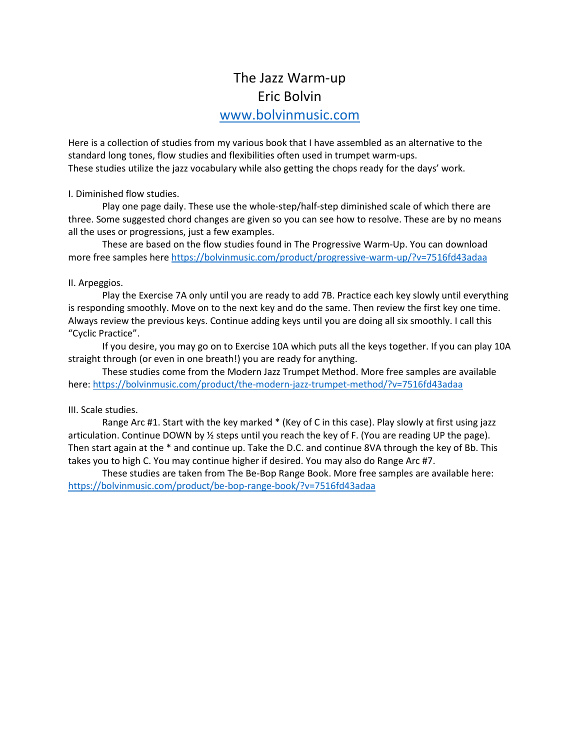# The Jazz Warm-up

## Eric Bolvin

[www.bolvinmusic.com](http://www.bolvinmusic.com)

Here is a collection of studies from my various book that I have assembled as an alternative to the standard long tones, flow studies and flexibilities often used in trumpet warm-ups.
These studies utilize the jazz vocabulary while also getting the chops ready for the days' work.

I. Diminished flow studies.

Play one page daily. These use the whole-step/half-step diminished scale of which there are three. Some suggested chord changes are given so you can see how to resolve. These are by no means all the uses or progressions, just a few examples.

These are based on the flow studies found in The Progressive Warm-Up. You can download more free samples here https://bolvinmusic.com/product/progressive-warm-up/?v=7516fd43adaa

II. Arpeggios.

Play the Exercise 7A only until you are ready to add 7B. Practice each key slowly until everything is responding smoothly. Move on to the next key and do the same. Then review the first key one time. Always review the previous keys. Continue adding keys until you are doing all six smoothly. I call this "Cyclic Practice".

If you desire, you may go on to Exercise 10A which puts all the keys together. If you can play 10A straight through (or even in one breath!) you are ready for anything.

These studies come from the Modern Jazz Trumpet Method. More free samples are available here: https://bolvinmusic.com/product/the-modern-jazz-trumpet-method/?v=7516fd43adaa

III. Scale studies.

Range Arc #1. Start with the key marked * (Key of C in this case). Play slowly at first using jazz articulation. Continue DOWN by ½ steps until you reach the key of F. (You are reading UP the page). Then start again at the * and continue up. Take the D.C. and continue 8VA through the key of Bb. This takes you to high C. You may continue higher if desired. You may also do Range Arc #7.

These studies are taken from The Be-Bop Range Book. More free samples are available here: https://bolvinmusic.com/product/be-bop-range-book/?v=7516fd43adaa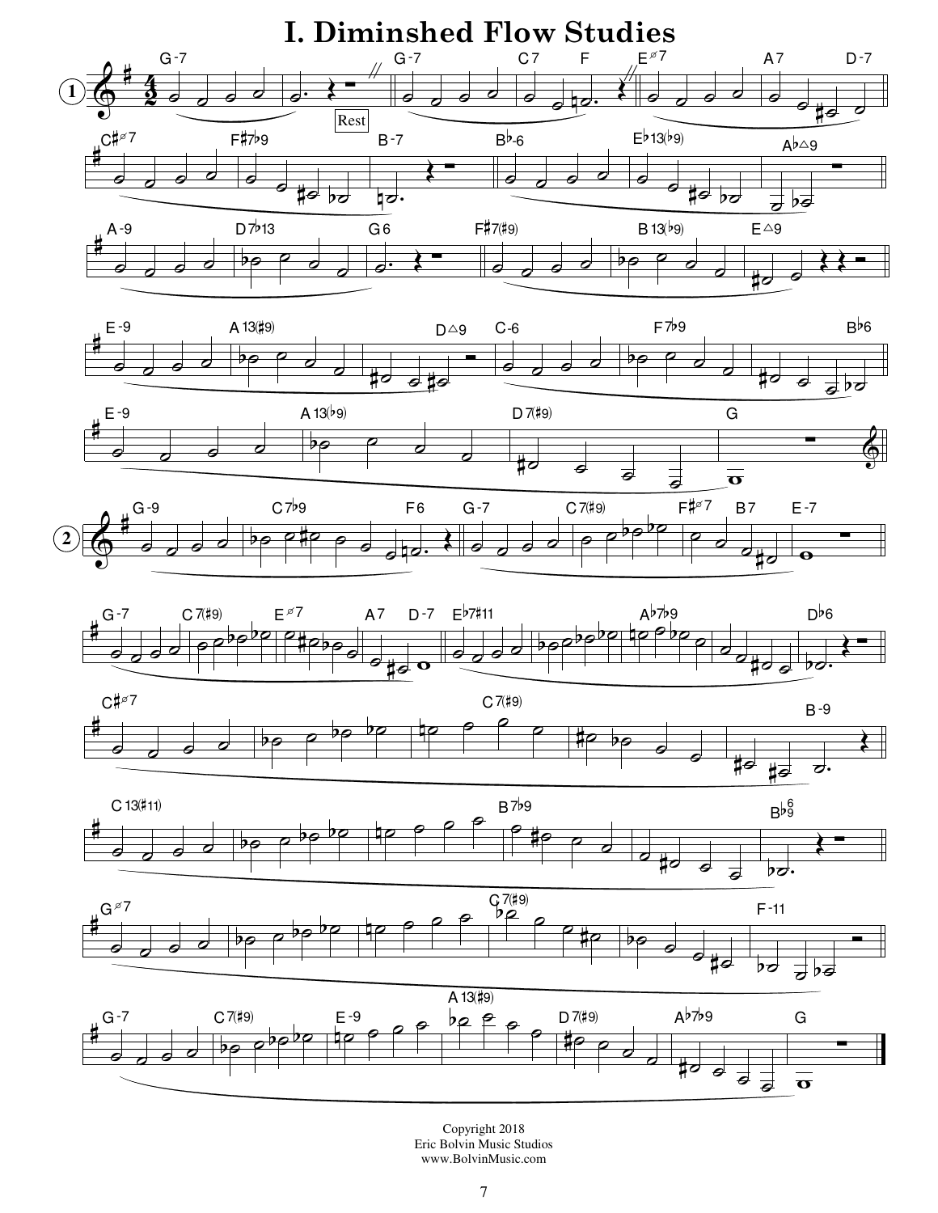# I. Diminshed Flow Studies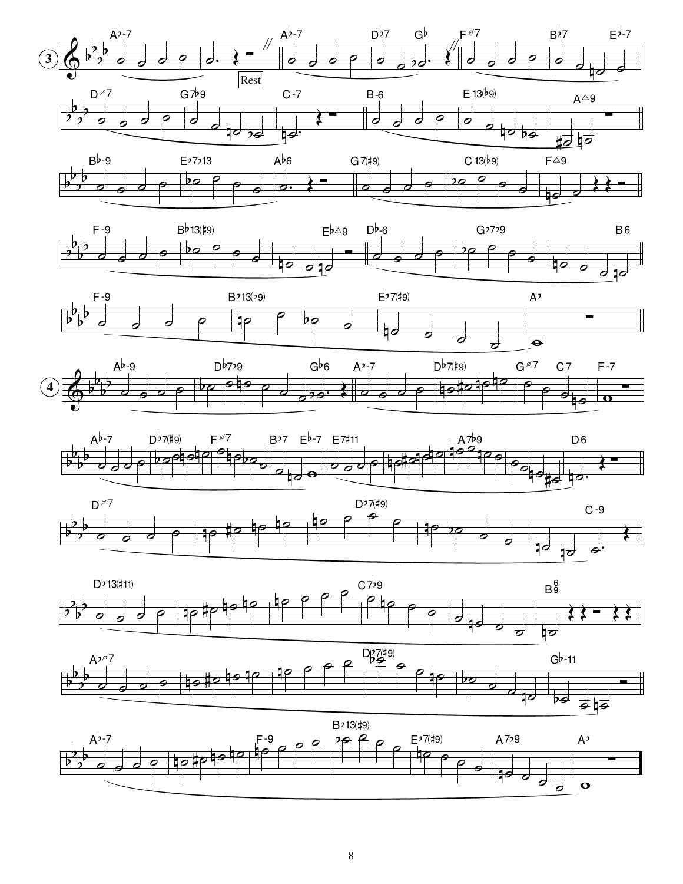**3**

A♭-7 | A♭-7 | D♭7 G♭ | Fø7 | B♭7 E♭-7

Rest

Dø7 | G7♭9 | C-7 | B-6 | E13(♭9) | A△9

B♭-9 | E♭7♭13 | A♭6 | G7(♯9) | C13(♭9) | F△9

F-9 | B♭13(♯9) | E♭△9 | D♭-6 | G♭7♭9 | B6

F-9 | B♭13(♭9) | E♭7(♯9) | A♭

**4**

A♭-9 | D♭7♭9 | G♭6 | A♭-7 | D♭7(♯9) | Gø7 C7 | F-7

A♭-7 | D♭7(♯9) | Fø7 | B♭7 E♭-7 | E7♯11 | A7♭9 | D6

Dø7 | D♭7(♯9) | C-9

D♭13(♯11) | C7♭9 | B6/9

A♭ø7 | D♭7(♯9) | G♭-11

A♭-7 | F-9 | B♭13(♯9) | E♭7(♯9) | A7♭9 | A♭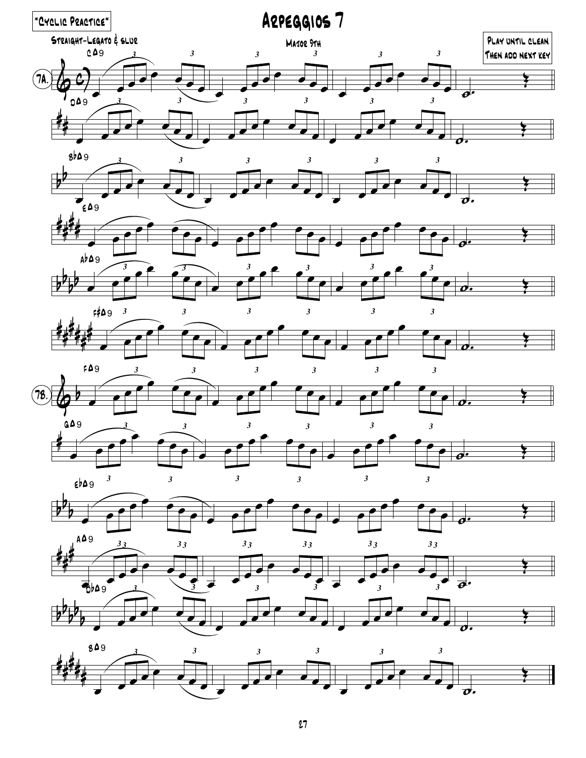*Cyclic Practice*

# Arpeggios 7

Straight-Legato & slur

Major 9th

Play until clean
Then add next key

7A.

CΔ9

DΔ9

B♭Δ9

EΔ9

A♭Δ9

F♯Δ9

7B.

FΔ9

GΔ9

E♭Δ9

AΔ9

D♭Δ9

BΔ9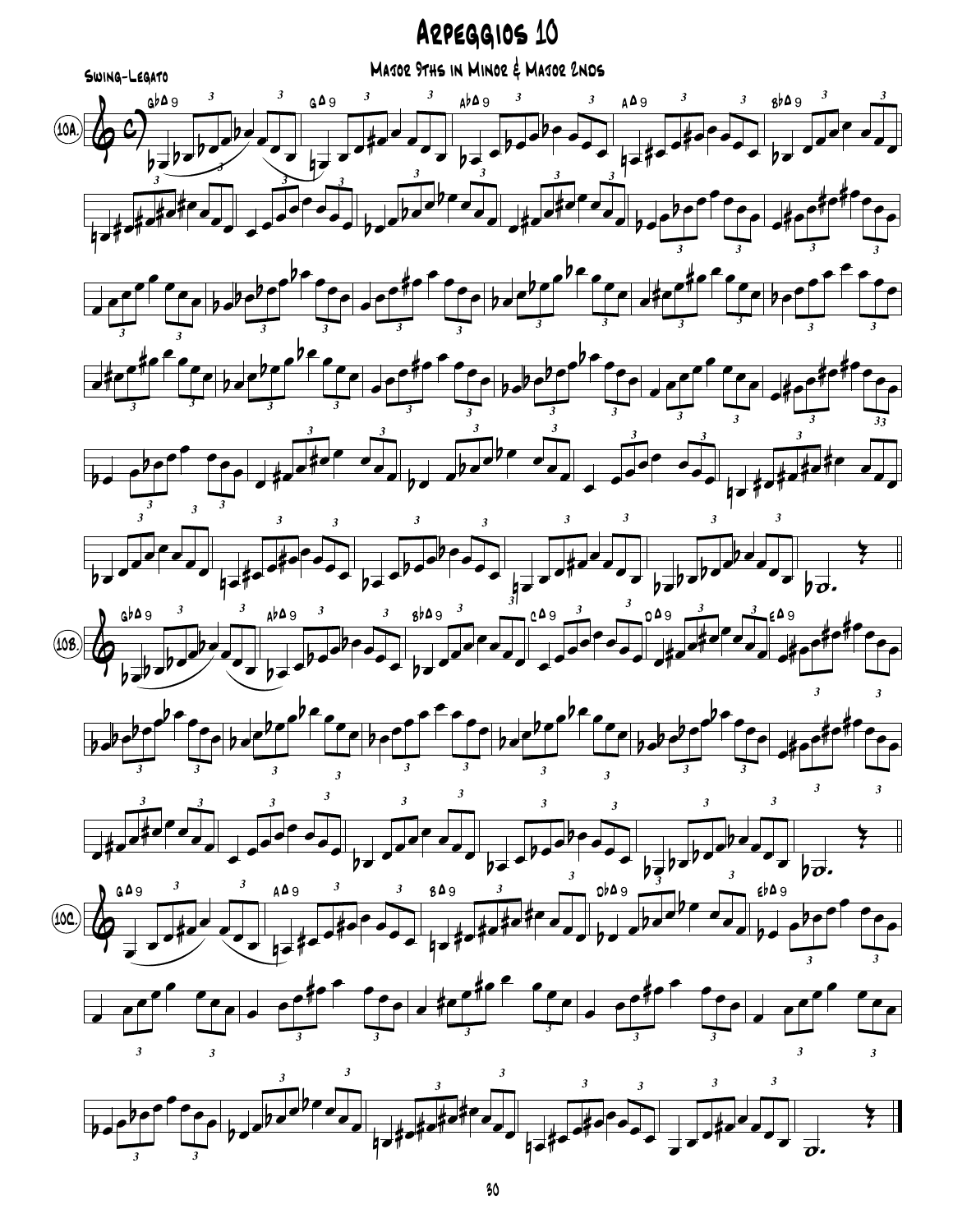# Arpeggios 10

## Major 9ths in Minor & Major 2nds

Swing-Legato

10A.

10B.

10C.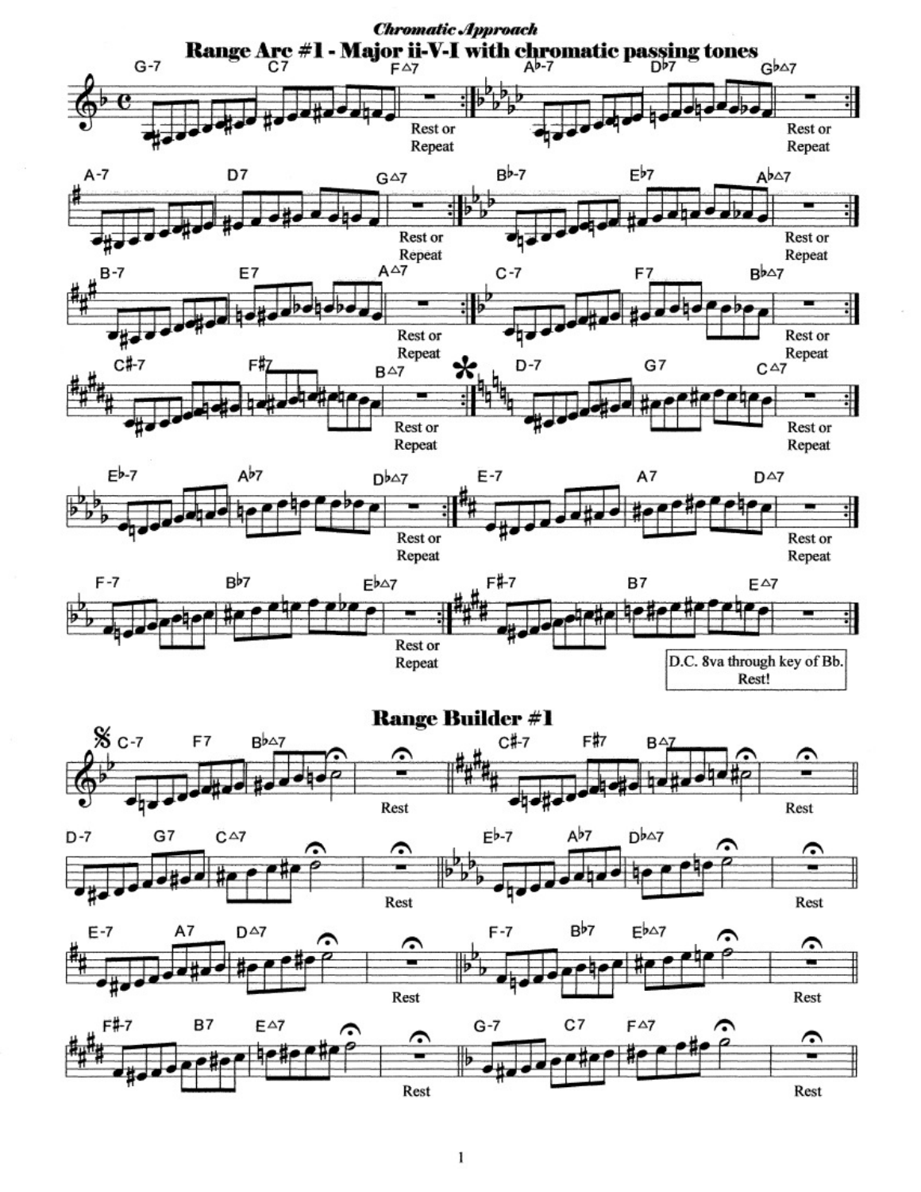*Chromatic Approach*

# Range Arc #1 - Major ii-V-I with chromatic passing tones

G-7 C7 F△7 — Rest or Repeat

A♭-7 D♭7 G♭△7 — Rest or Repeat

A-7 D7 G△7 — Rest or Repeat

B♭-7 E♭7 A♭△7 — Rest or Repeat

B-7 E7 A△7 — Rest or Repeat

C-7 F7 B♭△7 — Rest or Repeat

C♯-7 F♯7 B△7 — Rest or Repeat

* D-7 G7 C△7 — Rest or Repeat

E♭-7 A♭7 D♭△7 — Rest or Repeat

E-7 A7 D△7 — Rest or Repeat

F-7 B♭7 E♭△7 — Rest or Repeat

F♯-7 B7 E△7

D.C. 8va through key of Bb. Rest!

# Range Builder #1

C-7 F7 B♭△7 — Rest

C♯-7 F♯7 B△7 — Rest

D-7 G7 C△7 — Rest

E♭-7 A♭7 D♭△7 — Rest

E-7 A7 D△7 — Rest

F-7 B♭7 E♭△7 — Rest

F♯-7 B7 E△7 — Rest

G-7 C7 F△7 — Rest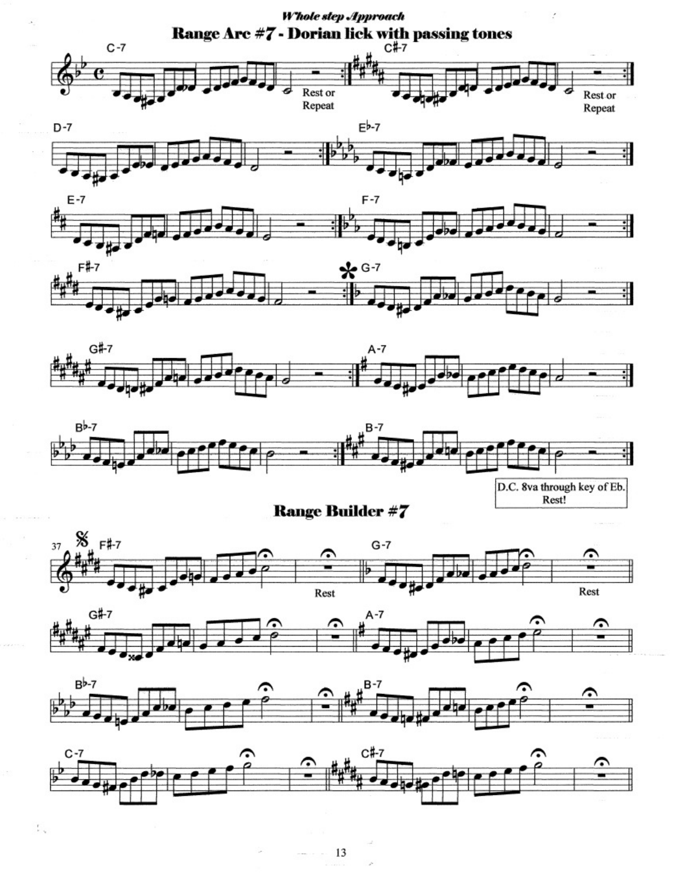*Whole step Approach*

## Range Arc #7 - Dorian lick with passing tones

C-7

Rest or Repeat

C#-7

Rest or Repeat

D-7

E♭-7

E-7

F-7

F#-7

* G-7

G#-7

A-7

B♭-7

B-7

D.C. 8va through key of Eb. Rest!

## Range Builder #7

37

F#-7

Rest

G-7

Rest

G#-7

A-7

B♭-7

B-7

C-7

C#-7